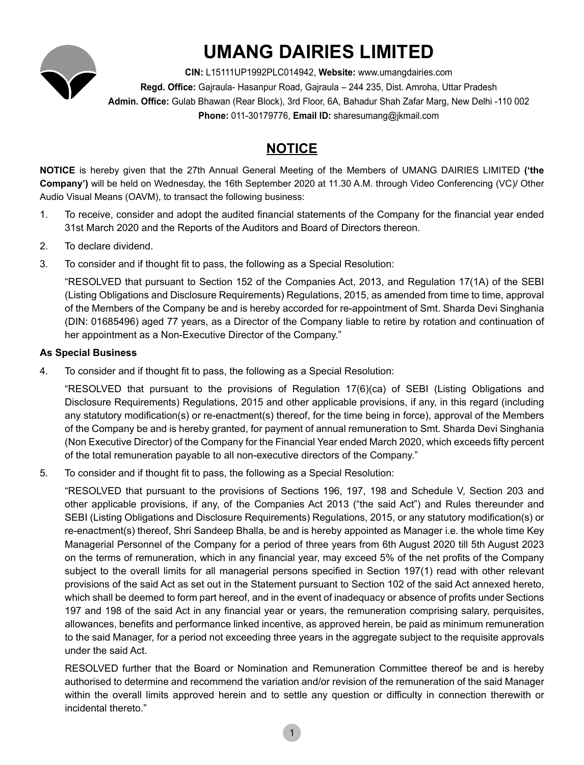# UMANG DAIRIES LIMITED

**CIN:** L15111UP1992PLC014942, **Website:** www.umangdairies.com
**Regd. Office:** Gajraula- Hasanpur Road, Gajraula – 244 235, Dist. Amroha, Uttar Pradesh
**Admin. Office:** Gulab Bhawan (Rear Block), 3rd Floor, 6A, Bahadur Shah Zafar Marg, New Delhi -110 002
**Phone:** 011-30179776, **Email ID:** sharesumang@jkmail.com

## NOTICE

**NOTICE** is hereby given that the 27th Annual General Meeting of the Members of UMANG DAIRIES LIMITED **('the Company')** will be held on Wednesday, the 16th September 2020 at 11.30 A.M. through Video Conferencing (VC)/ Other Audio Visual Means (OAVM), to transact the following business:

1. To receive, consider and adopt the audited financial statements of the Company for the financial year ended 31st March 2020 and the Reports of the Auditors and Board of Directors thereon.

2. To declare dividend.

3. To consider and if thought fit to pass, the following as a Special Resolution:

   "RESOLVED that pursuant to Section 152 of the Companies Act, 2013, and Regulation 17(1A) of the SEBI (Listing Obligations and Disclosure Requirements) Regulations, 2015, as amended from time to time, approval of the Members of the Company be and is hereby accorded for re-appointment of Smt. Sharda Devi Singhania (DIN: 01685496) aged 77 years, as a Director of the Company liable to retire by rotation and continuation of her appointment as a Non-Executive Director of the Company."

**As Special Business**

4. To consider and if thought fit to pass, the following as a Special Resolution:

   "RESOLVED that pursuant to the provisions of Regulation 17(6)(ca) of SEBI (Listing Obligations and Disclosure Requirements) Regulations, 2015 and other applicable provisions, if any, in this regard (including any statutory modification(s) or re-enactment(s) thereof, for the time being in force), approval of the Members of the Company be and is hereby granted, for payment of annual remuneration to Smt. Sharda Devi Singhania (Non Executive Director) of the Company for the Financial Year ended March 2020, which exceeds fifty percent of the total remuneration payable to all non-executive directors of the Company."

5. To consider and if thought fit to pass, the following as a Special Resolution:

   "RESOLVED that pursuant to the provisions of Sections 196, 197, 198 and Schedule V, Section 203 and other applicable provisions, if any, of the Companies Act 2013 ("the said Act") and Rules thereunder and SEBI (Listing Obligations and Disclosure Requirements) Regulations, 2015, or any statutory modification(s) or re-enactment(s) thereof, Shri Sandeep Bhalla, be and is hereby appointed as Manager i.e. the whole time Key Managerial Personnel of the Company for a period of three years from 6th August 2020 till 5th August 2023 on the terms of remuneration, which in any financial year, may exceed 5% of the net profits of the Company subject to the overall limits for all managerial persons specified in Section 197(1) read with other relevant provisions of the said Act as set out in the Statement pursuant to Section 102 of the said Act annexed hereto, which shall be deemed to form part hereof, and in the event of inadequacy or absence of profits under Sections 197 and 198 of the said Act in any financial year or years, the remuneration comprising salary, perquisites, allowances, benefits and performance linked incentive, as approved herein, be paid as minimum remuneration to the said Manager, for a period not exceeding three years in the aggregate subject to the requisite approvals under the said Act.

   RESOLVED further that the Board or Nomination and Remuneration Committee thereof be and is hereby authorised to determine and recommend the variation and/or revision of the remuneration of the said Manager within the overall limits approved herein and to settle any question or difficulty in connection therewith or incidental thereto."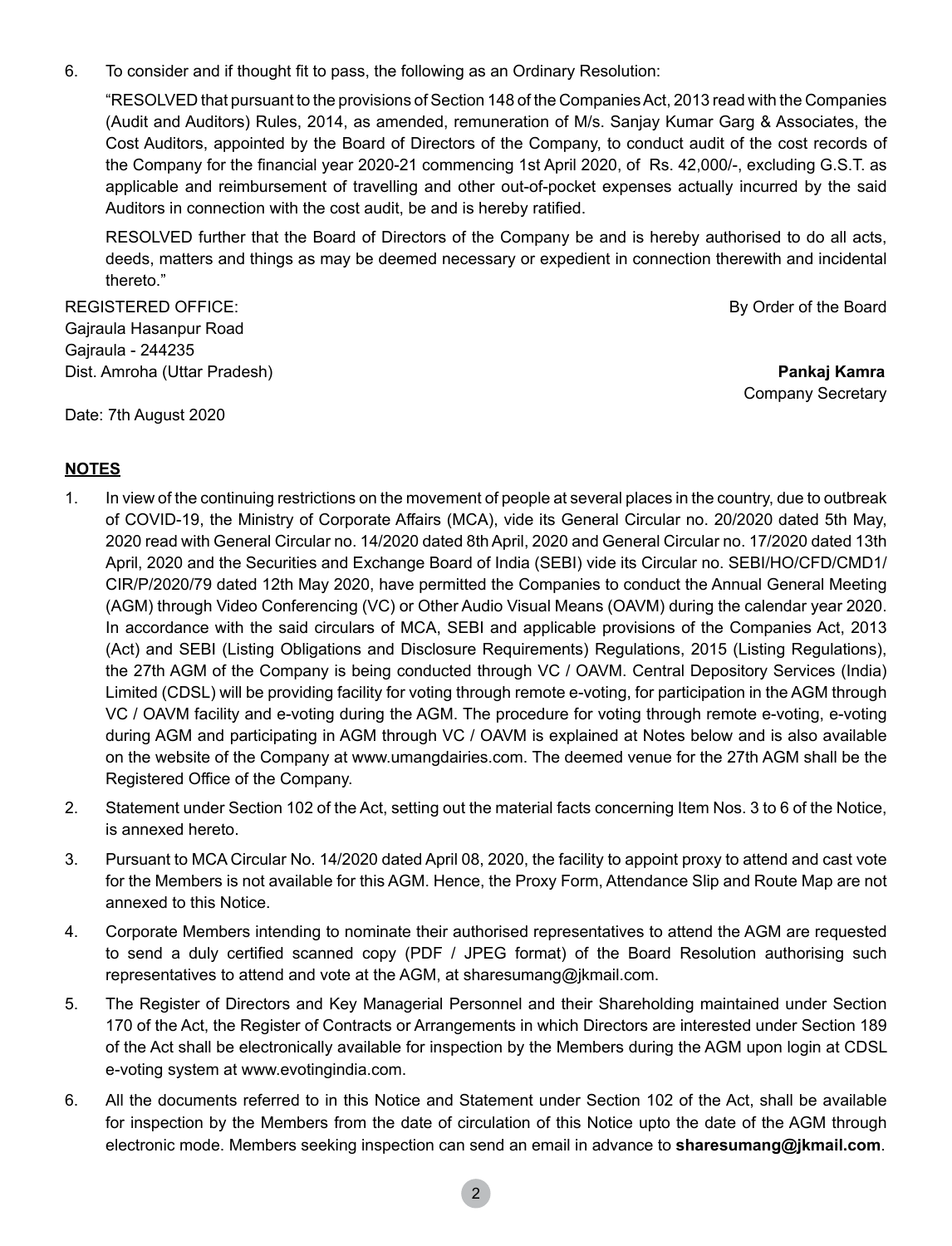6. To consider and if thought fit to pass, the following as an Ordinary Resolution:

   "RESOLVED that pursuant to the provisions of Section 148 of the Companies Act, 2013 read with the Companies (Audit and Auditors) Rules, 2014, as amended, remuneration of M/s. Sanjay Kumar Garg & Associates, the Cost Auditors, appointed by the Board of Directors of the Company, to conduct audit of the cost records of the Company for the financial year 2020-21 commencing 1st April 2020, of Rs. 42,000/-, excluding G.S.T. as applicable and reimbursement of travelling and other out-of-pocket expenses actually incurred by the said Auditors in connection with the cost audit, be and is hereby ratified.

   RESOLVED further that the Board of Directors of the Company be and is hereby authorised to do all acts, deeds, matters and things as may be deemed necessary or expedient in connection therewith and incidental thereto."

REGISTERED OFFICE:
Gajraula Hasanpur Road
Gajraula - 244235
Dist. Amroha (Uttar Pradesh)

By Order of the Board

**Pankaj Kamra**
Company Secretary

Date: 7th August 2020

## NOTES

1. In view of the continuing restrictions on the movement of people at several places in the country, due to outbreak of COVID-19, the Ministry of Corporate Affairs (MCA), vide its General Circular no. 20/2020 dated 5th May, 2020 read with General Circular no. 14/2020 dated 8th April, 2020 and General Circular no. 17/2020 dated 13th April, 2020 and the Securities and Exchange Board of India (SEBI) vide its Circular no. SEBI/HO/CFD/CMD1/CIR/P/2020/79 dated 12th May 2020, have permitted the Companies to conduct the Annual General Meeting (AGM) through Video Conferencing (VC) or Other Audio Visual Means (OAVM) during the calendar year 2020. In accordance with the said circulars of MCA, SEBI and applicable provisions of the Companies Act, 2013 (Act) and SEBI (Listing Obligations and Disclosure Requirements) Regulations, 2015 (Listing Regulations), the 27th AGM of the Company is being conducted through VC / OAVM. Central Depository Services (India) Limited (CDSL) will be providing facility for voting through remote e-voting, for participation in the AGM through VC / OAVM facility and e-voting during the AGM. The procedure for voting through remote e-voting, e-voting during AGM and participating in AGM through VC / OAVM is explained at Notes below and is also available on the website of the Company at www.umangdairies.com. The deemed venue for the 27th AGM shall be the Registered Office of the Company.

2. Statement under Section 102 of the Act, setting out the material facts concerning Item Nos. 3 to 6 of the Notice, is annexed hereto.

3. Pursuant to MCA Circular No. 14/2020 dated April 08, 2020, the facility to appoint proxy to attend and cast vote for the Members is not available for this AGM. Hence, the Proxy Form, Attendance Slip and Route Map are not annexed to this Notice.

4. Corporate Members intending to nominate their authorised representatives to attend the AGM are requested to send a duly certified scanned copy (PDF / JPEG format) of the Board Resolution authorising such representatives to attend and vote at the AGM, at sharesumang@jkmail.com.

5. The Register of Directors and Key Managerial Personnel and their Shareholding maintained under Section 170 of the Act, the Register of Contracts or Arrangements in which Directors are interested under Section 189 of the Act shall be electronically available for inspection by the Members during the AGM upon login at CDSL e-voting system at www.evotingindia.com.

6. All the documents referred to in this Notice and Statement under Section 102 of the Act, shall be available for inspection by the Members from the date of circulation of this Notice upto the date of the AGM through electronic mode. Members seeking inspection can send an email in advance to **sharesumang@jkmail.com**.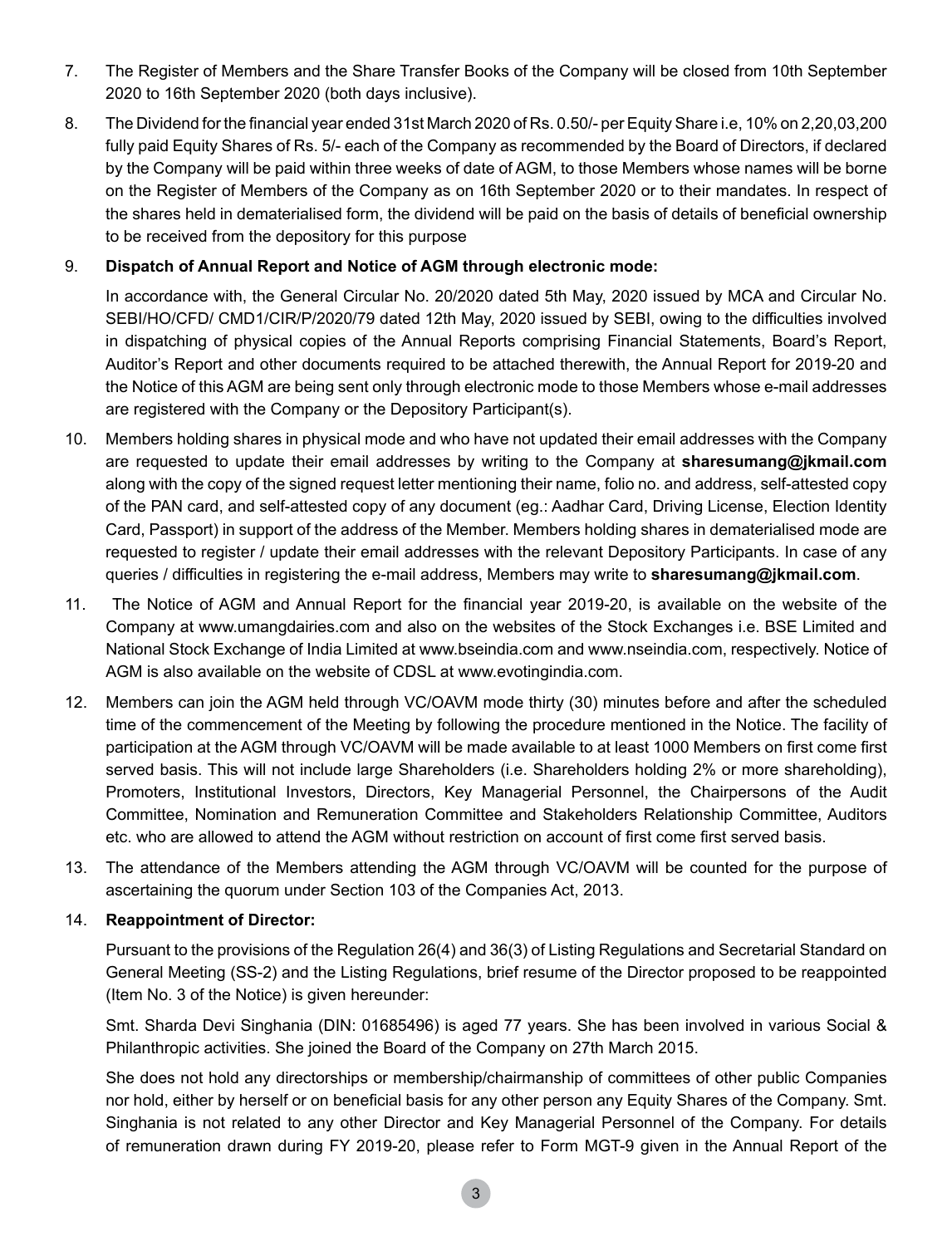7. The Register of Members and the Share Transfer Books of the Company will be closed from 10th September 2020 to 16th September 2020 (both days inclusive).

8. The Dividend for the financial year ended 31st March 2020 of Rs. 0.50/- per Equity Share i.e, 10% on 2,20,03,200 fully paid Equity Shares of Rs. 5/- each of the Company as recommended by the Board of Directors, if declared by the Company will be paid within three weeks of date of AGM, to those Members whose names will be borne on the Register of Members of the Company as on 16th September 2020 or to their mandates. In respect of the shares held in dematerialised form, the dividend will be paid on the basis of details of beneficial ownership to be received from the depository for this purpose

9. **Dispatch of Annual Report and Notice of AGM through electronic mode:**

   In accordance with, the General Circular No. 20/2020 dated 5th May, 2020 issued by MCA and Circular No. SEBI/HO/CFD/ CMD1/CIR/P/2020/79 dated 12th May, 2020 issued by SEBI, owing to the difficulties involved in dispatching of physical copies of the Annual Reports comprising Financial Statements, Board's Report, Auditor's Report and other documents required to be attached therewith, the Annual Report for 2019-20 and the Notice of this AGM are being sent only through electronic mode to those Members whose e-mail addresses are registered with the Company or the Depository Participant(s).

10. Members holding shares in physical mode and who have not updated their email addresses with the Company are requested to update their email addresses by writing to the Company at **sharesumang@jkmail.com** along with the copy of the signed request letter mentioning their name, folio no. and address, self-attested copy of the PAN card, and self-attested copy of any document (eg.: Aadhar Card, Driving License, Election Identity Card, Passport) in support of the address of the Member. Members holding shares in dematerialised mode are requested to register / update their email addresses with the relevant Depository Participants. In case of any queries / difficulties in registering the e-mail address, Members may write to **sharesumang@jkmail.com**.

11. The Notice of AGM and Annual Report for the financial year 2019-20, is available on the website of the Company at www.umangdairies.com and also on the websites of the Stock Exchanges i.e. BSE Limited and National Stock Exchange of India Limited at www.bseindia.com and www.nseindia.com, respectively. Notice of AGM is also available on the website of CDSL at www.evotingindia.com.

12. Members can join the AGM held through VC/OAVM mode thirty (30) minutes before and after the scheduled time of the commencement of the Meeting by following the procedure mentioned in the Notice. The facility of participation at the AGM through VC/OAVM will be made available to at least 1000 Members on first come first served basis. This will not include large Shareholders (i.e. Shareholders holding 2% or more shareholding), Promoters, Institutional Investors, Directors, Key Managerial Personnel, the Chairpersons of the Audit Committee, Nomination and Remuneration Committee and Stakeholders Relationship Committee, Auditors etc. who are allowed to attend the AGM without restriction on account of first come first served basis.

13. The attendance of the Members attending the AGM through VC/OAVM will be counted for the purpose of ascertaining the quorum under Section 103 of the Companies Act, 2013.

14. **Reappointment of Director:**

   Pursuant to the provisions of the Regulation 26(4) and 36(3) of Listing Regulations and Secretarial Standard on General Meeting (SS-2) and the Listing Regulations, brief resume of the Director proposed to be reappointed (Item No. 3 of the Notice) is given hereunder:

   Smt. Sharda Devi Singhania (DIN: 01685496) is aged 77 years. She has been involved in various Social & Philanthropic activities. She joined the Board of the Company on 27th March 2015.

   She does not hold any directorships or membership/chairmanship of committees of other public Companies nor hold, either by herself or on beneficial basis for any other person any Equity Shares of the Company. Smt. Singhania is not related to any other Director and Key Managerial Personnel of the Company. For details of remuneration drawn during FY 2019-20, please refer to Form MGT-9 given in the Annual Report of the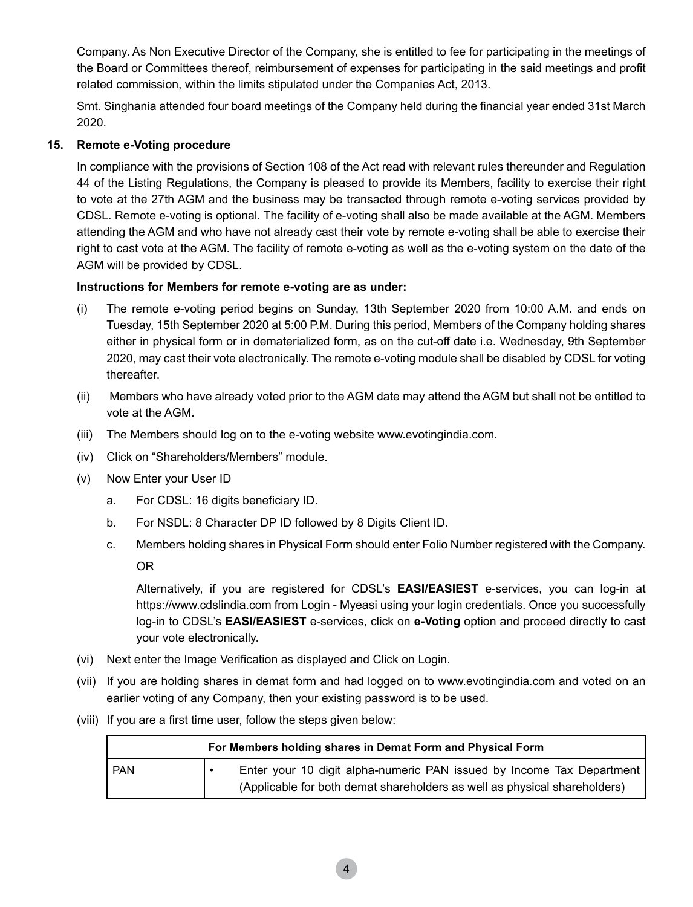Company. As Non Executive Director of the Company, she is entitled to fee for participating in the meetings of the Board or Committees thereof, reimbursement of expenses for participating in the said meetings and profit related commission, within the limits stipulated under the Companies Act, 2013.

Smt. Singhania attended four board meetings of the Company held during the financial year ended 31st March 2020.

**15. Remote e-Voting procedure**

In compliance with the provisions of Section 108 of the Act read with relevant rules thereunder and Regulation 44 of the Listing Regulations, the Company is pleased to provide its Members, facility to exercise their right to vote at the 27th AGM and the business may be transacted through remote e-voting services provided by CDSL. Remote e-voting is optional. The facility of e-voting shall also be made available at the AGM. Members attending the AGM and who have not already cast their vote by remote e-voting shall be able to exercise their right to cast vote at the AGM. The facility of remote e-voting as well as the e-voting system on the date of the AGM will be provided by CDSL.

**Instructions for Members for remote e-voting are as under:**

(i) The remote e-voting period begins on Sunday, 13th September 2020 from 10:00 A.M. and ends on Tuesday, 15th September 2020 at 5:00 P.M. During this period, Members of the Company holding shares either in physical form or in dematerialized form, as on the cut-off date i.e. Wednesday, 9th September 2020, may cast their vote electronically. The remote e-voting module shall be disabled by CDSL for voting thereafter.

(ii) Members who have already voted prior to the AGM date may attend the AGM but shall not be entitled to vote at the AGM.

(iii) The Members should log on to the e-voting website www.evotingindia.com.

(iv) Click on "Shareholders/Members" module.

(v) Now Enter your User ID

a. For CDSL: 16 digits beneficiary ID.

b. For NSDL: 8 Character DP ID followed by 8 Digits Client ID.

c. Members holding shares in Physical Form should enter Folio Number registered with the Company.

OR

Alternatively, if you are registered for CDSL's **EASI/EASIEST** e-services, you can log-in at https://www.cdslindia.com from Login - Myeasi using your login credentials. Once you successfully log-in to CDSL's **EASI/EASIEST** e-services, click on **e-Voting** option and proceed directly to cast your vote electronically.

(vi) Next enter the Image Verification as displayed and Click on Login.

(vii) If you are holding shares in demat form and had logged on to www.evotingindia.com and voted on an earlier voting of any Company, then your existing password is to be used.

(viii) If you are a first time user, follow the steps given below:

| For Members holding shares in Demat Form and Physical Form | |
|---|---|
| PAN | • Enter your 10 digit alpha-numeric PAN issued by Income Tax Department (Applicable for both demat shareholders as well as physical shareholders) |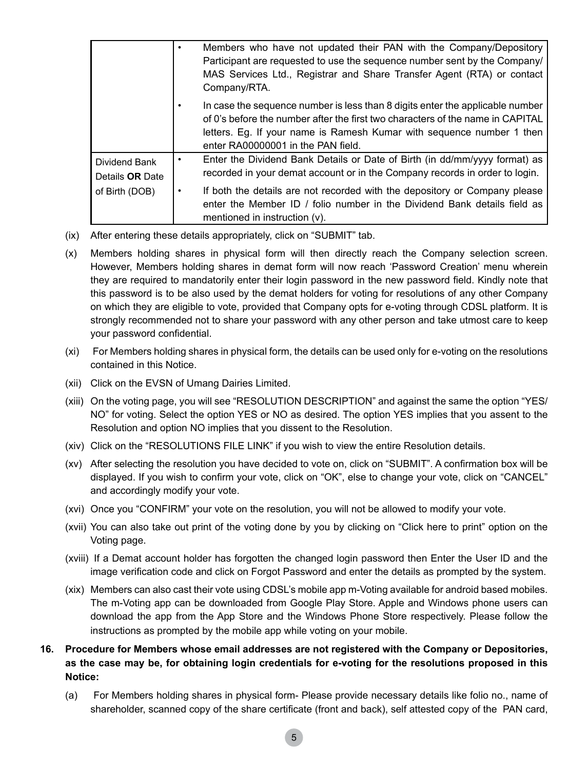| | |
|---|---|
| | • Members who have not updated their PAN with the Company/Depository Participant are requested to use the sequence number sent by the Company/ MAS Services Ltd., Registrar and Share Transfer Agent (RTA) or contact Company/RTA.<br>• In case the sequence number is less than 8 digits enter the applicable number of 0's before the number after the first two characters of the name in CAPITAL letters. Eg. If your name is Ramesh Kumar with sequence number 1 then enter RA00000001 in the PAN field. |
| Dividend Bank Details **OR** Date of Birth (DOB) | • Enter the Dividend Bank Details or Date of Birth (in dd/mm/yyyy format) as recorded in your demat account or in the Company records in order to login.<br>• If both the details are not recorded with the depository or Company please enter the Member ID / folio number in the Dividend Bank details field as mentioned in instruction (v). |

(ix) After entering these details appropriately, click on "SUBMIT" tab.

(x) Members holding shares in physical form will then directly reach the Company selection screen. However, Members holding shares in demat form will now reach 'Password Creation' menu wherein they are required to mandatorily enter their login password in the new password field. Kindly note that this password is to be also used by the demat holders for voting for resolutions of any other Company on which they are eligible to vote, provided that Company opts for e-voting through CDSL platform. It is strongly recommended not to share your password with any other person and take utmost care to keep your password confidential.

(xi) For Members holding shares in physical form, the details can be used only for e-voting on the resolutions contained in this Notice.

(xii) Click on the EVSN of Umang Dairies Limited.

(xiii) On the voting page, you will see "RESOLUTION DESCRIPTION" and against the same the option "YES/ NO" for voting. Select the option YES or NO as desired. The option YES implies that you assent to the Resolution and option NO implies that you dissent to the Resolution.

(xiv) Click on the "RESOLUTIONS FILE LINK" if you wish to view the entire Resolution details.

(xv) After selecting the resolution you have decided to vote on, click on "SUBMIT". A confirmation box will be displayed. If you wish to confirm your vote, click on "OK", else to change your vote, click on "CANCEL" and accordingly modify your vote.

(xvi) Once you "CONFIRM" your vote on the resolution, you will not be allowed to modify your vote.

(xvii) You can also take out print of the voting done by you by clicking on "Click here to print" option on the Voting page.

(xviii) If a Demat account holder has forgotten the changed login password then Enter the User ID and the image verification code and click on Forgot Password and enter the details as prompted by the system.

(xix) Members can also cast their vote using CDSL's mobile app m-Voting available for android based mobiles. The m-Voting app can be downloaded from Google Play Store. Apple and Windows phone users can download the app from the App Store and the Windows Phone Store respectively. Please follow the instructions as prompted by the mobile app while voting on your mobile.

**16. Procedure for Members whose email addresses are not registered with the Company or Depositories, as the case may be, for obtaining login credentials for e-voting for the resolutions proposed in this Notice:**

(a) For Members holding shares in physical form- Please provide necessary details like folio no., name of shareholder, scanned copy of the share certificate (front and back), self attested copy of the PAN card,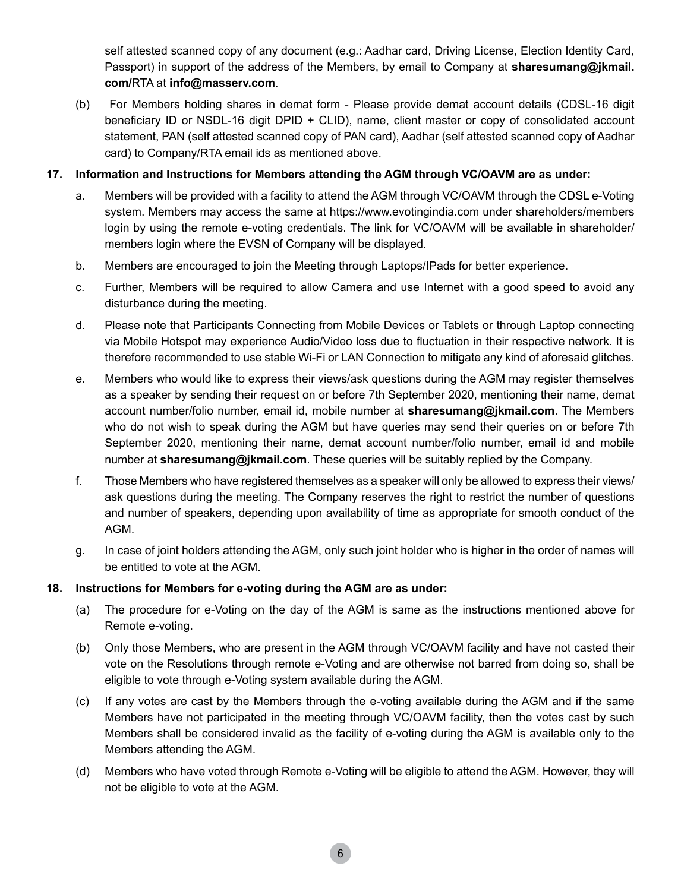self attested scanned copy of any document (e.g.: Aadhar card, Driving License, Election Identity Card, Passport) in support of the address of the Members, by email to Company at **sharesumang@jkmail.com/**RTA at **info@masserv.com**.

(b) For Members holding shares in demat form - Please provide demat account details (CDSL-16 digit beneficiary ID or NSDL-16 digit DPID + CLID), name, client master or copy of consolidated account statement, PAN (self attested scanned copy of PAN card), Aadhar (self attested scanned copy of Aadhar card) to Company/RTA email ids as mentioned above.

**17. Information and Instructions for Members attending the AGM through VC/OAVM are as under:**

a. Members will be provided with a facility to attend the AGM through VC/OAVM through the CDSL e-Voting system. Members may access the same at https://www.evotingindia.com under shareholders/members login by using the remote e-voting credentials. The link for VC/OAVM will be available in shareholder/members login where the EVSN of Company will be displayed.

b. Members are encouraged to join the Meeting through Laptops/IPads for better experience.

c. Further, Members will be required to allow Camera and use Internet with a good speed to avoid any disturbance during the meeting.

d. Please note that Participants Connecting from Mobile Devices or Tablets or through Laptop connecting via Mobile Hotspot may experience Audio/Video loss due to fluctuation in their respective network. It is therefore recommended to use stable Wi-Fi or LAN Connection to mitigate any kind of aforesaid glitches.

e. Members who would like to express their views/ask questions during the AGM may register themselves as a speaker by sending their request on or before 7th September 2020, mentioning their name, demat account number/folio number, email id, mobile number at **sharesumang@jkmail.com**. The Members who do not wish to speak during the AGM but have queries may send their queries on or before 7th September 2020, mentioning their name, demat account number/folio number, email id and mobile number at **sharesumang@jkmail.com**. These queries will be suitably replied by the Company.

f. Those Members who have registered themselves as a speaker will only be allowed to express their views/ask questions during the meeting. The Company reserves the right to restrict the number of questions and number of speakers, depending upon availability of time as appropriate for smooth conduct of the AGM.

g. In case of joint holders attending the AGM, only such joint holder who is higher in the order of names will be entitled to vote at the AGM.

**18. Instructions for Members for e-voting during the AGM are as under:**

(a) The procedure for e-Voting on the day of the AGM is same as the instructions mentioned above for Remote e-voting.

(b) Only those Members, who are present in the AGM through VC/OAVM facility and have not casted their vote on the Resolutions through remote e-Voting and are otherwise not barred from doing so, shall be eligible to vote through e-Voting system available during the AGM.

(c) If any votes are cast by the Members through the e-voting available during the AGM and if the same Members have not participated in the meeting through VC/OAVM facility, then the votes cast by such Members shall be considered invalid as the facility of e-voting during the AGM is available only to the Members attending the AGM.

(d) Members who have voted through Remote e-Voting will be eligible to attend the AGM. However, they will not be eligible to vote at the AGM.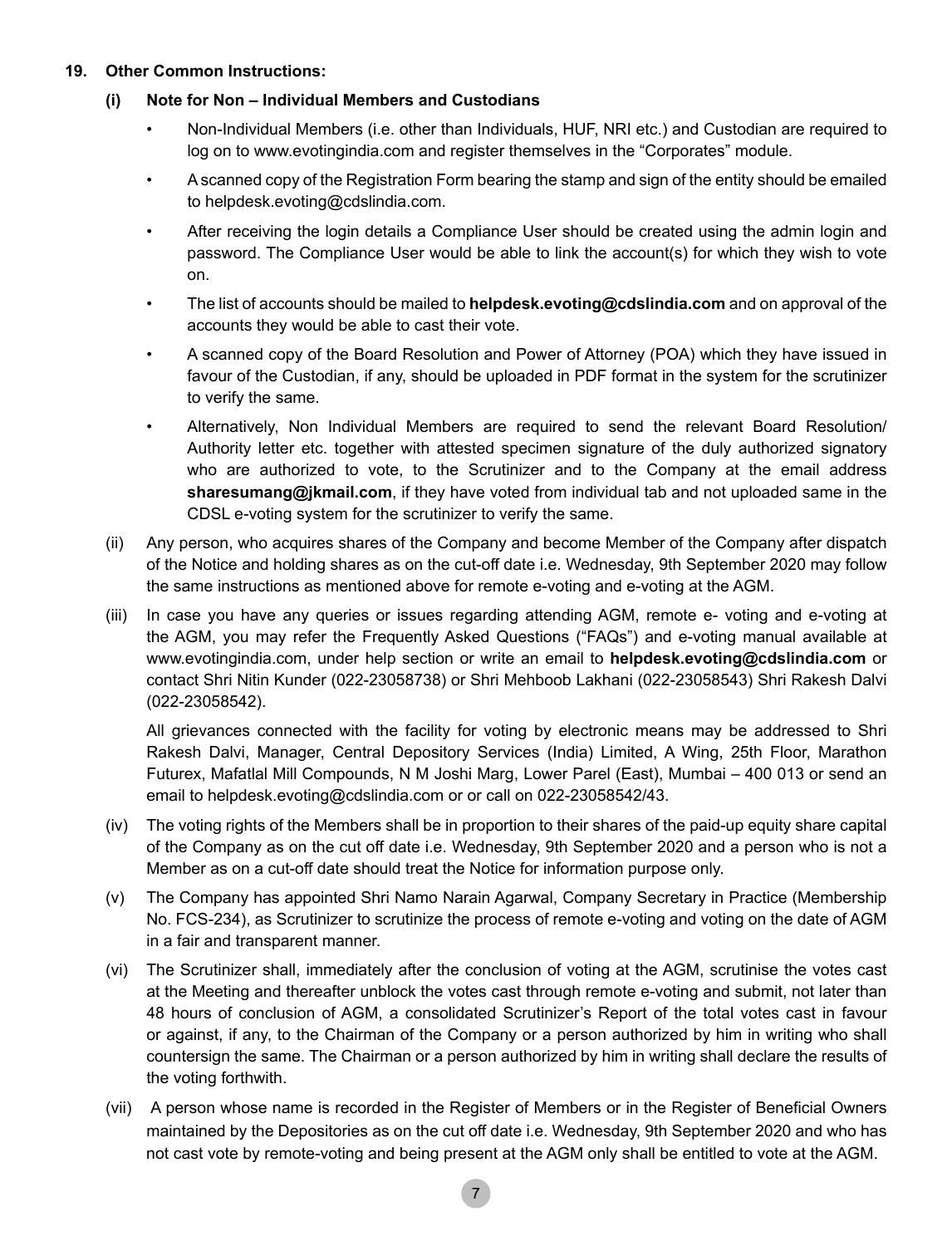**19. Other Common Instructions:**

**(i) Note for Non – Individual Members and Custodians**

- Non-Individual Members (i.e. other than Individuals, HUF, NRI etc.) and Custodian are required to log on to www.evotingindia.com and register themselves in the "Corporates" module.
- A scanned copy of the Registration Form bearing the stamp and sign of the entity should be emailed to helpdesk.evoting@cdslindia.com.
- After receiving the login details a Compliance User should be created using the admin login and password. The Compliance User would be able to link the account(s) for which they wish to vote on.
- The list of accounts should be mailed to **helpdesk.evoting@cdslindia.com** and on approval of the accounts they would be able to cast their vote.
- A scanned copy of the Board Resolution and Power of Attorney (POA) which they have issued in favour of the Custodian, if any, should be uploaded in PDF format in the system for the scrutinizer to verify the same.
- Alternatively, Non Individual Members are required to send the relevant Board Resolution/ Authority letter etc. together with attested specimen signature of the duly authorized signatory who are authorized to vote, to the Scrutinizer and to the Company at the email address **sharesumang@jkmail.com**, if they have voted from individual tab and not uploaded same in the CDSL e-voting system for the scrutinizer to verify the same.

(ii) Any person, who acquires shares of the Company and become Member of the Company after dispatch of the Notice and holding shares as on the cut-off date i.e. Wednesday, 9th September 2020 may follow the same instructions as mentioned above for remote e-voting and e-voting at the AGM.

(iii) In case you have any queries or issues regarding attending AGM, remote e- voting and e-voting at the AGM, you may refer the Frequently Asked Questions ("FAQs") and e-voting manual available at www.evotingindia.com, under help section or write an email to **helpdesk.evoting@cdslindia.com** or contact Shri Nitin Kunder (022-23058738) or Shri Mehboob Lakhani (022-23058543) Shri Rakesh Dalvi (022-23058542).

All grievances connected with the facility for voting by electronic means may be addressed to Shri Rakesh Dalvi, Manager, Central Depository Services (India) Limited, A Wing, 25th Floor, Marathon Futurex, Mafatlal Mill Compounds, N M Joshi Marg, Lower Parel (East), Mumbai – 400 013 or send an email to helpdesk.evoting@cdslindia.com or or call on 022-23058542/43.

(iv) The voting rights of the Members shall be in proportion to their shares of the paid-up equity share capital of the Company as on the cut off date i.e. Wednesday, 9th September 2020 and a person who is not a Member as on a cut-off date should treat the Notice for information purpose only.

(v) The Company has appointed Shri Namo Narain Agarwal, Company Secretary in Practice (Membership No. FCS-234), as Scrutinizer to scrutinize the process of remote e-voting and voting on the date of AGM in a fair and transparent manner.

(vi) The Scrutinizer shall, immediately after the conclusion of voting at the AGM, scrutinise the votes cast at the Meeting and thereafter unblock the votes cast through remote e-voting and submit, not later than 48 hours of conclusion of AGM, a consolidated Scrutinizer's Report of the total votes cast in favour or against, if any, to the Chairman of the Company or a person authorized by him in writing who shall countersign the same. The Chairman or a person authorized by him in writing shall declare the results of the voting forthwith.

(vii) A person whose name is recorded in the Register of Members or in the Register of Beneficial Owners maintained by the Depositories as on the cut off date i.e. Wednesday, 9th September 2020 and who has not cast vote by remote-voting and being present at the AGM only shall be entitled to vote at the AGM.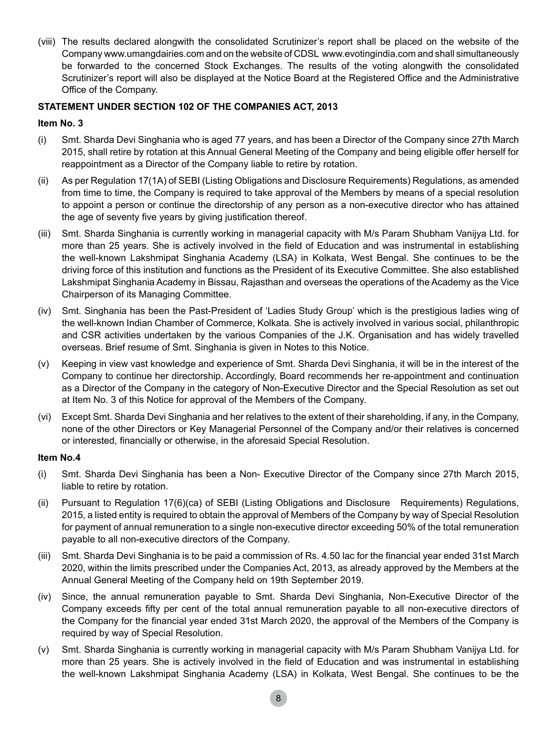(viii) The results declared alongwith the consolidated Scrutinizer's report shall be placed on the website of the Company www.umangdairies.com and on the website of CDSL www.evotingindia.com and shall simultaneously be forwarded to the concerned Stock Exchanges. The results of the voting alongwith the consolidated Scrutinizer's report will also be displayed at the Notice Board at the Registered Office and the Administrative Office of the Company.

**STATEMENT UNDER SECTION 102 OF THE COMPANIES ACT, 2013**

**Item No. 3**

(i) Smt. Sharda Devi Singhania who is aged 77 years, and has been a Director of the Company since 27th March 2015, shall retire by rotation at this Annual General Meeting of the Company and being eligible offer herself for reappointment as a Director of the Company liable to retire by rotation.

(ii) As per Regulation 17(1A) of SEBI (Listing Obligations and Disclosure Requirements) Regulations, as amended from time to time, the Company is required to take approval of the Members by means of a special resolution to appoint a person or continue the directorship of any person as a non-executive director who has attained the age of seventy five years by giving justification thereof.

(iii) Smt. Sharda Singhania is currently working in managerial capacity with M/s Param Shubham Vanijya Ltd. for more than 25 years. She is actively involved in the field of Education and was instrumental in establishing the well-known Lakshmipat Singhania Academy (LSA) in Kolkata, West Bengal. She continues to be the driving force of this institution and functions as the President of its Executive Committee. She also established Lakshmipat Singhania Academy in Bissau, Rajasthan and overseas the operations of the Academy as the Vice Chairperson of its Managing Committee.

(iv) Smt. Singhania has been the Past-President of 'Ladies Study Group' which is the prestigious ladies wing of the well-known Indian Chamber of Commerce, Kolkata. She is actively involved in various social, philanthropic and CSR activities undertaken by the various Companies of the J.K. Organisation and has widely travelled overseas. Brief resume of Smt. Singhania is given in Notes to this Notice.

(v) Keeping in view vast knowledge and experience of Smt. Sharda Devi Singhania, it will be in the interest of the Company to continue her directorship. Accordingly, Board recommends her re-appointment and continuation as a Director of the Company in the category of Non-Executive Director and the Special Resolution as set out at Item No. 3 of this Notice for approval of the Members of the Company.

(vi) Except Smt. Sharda Devi Singhania and her relatives to the extent of their shareholding, if any, in the Company, none of the other Directors or Key Managerial Personnel of the Company and/or their relatives is concerned or interested, financially or otherwise, in the aforesaid Special Resolution.

**Item No.4**

(i) Smt. Sharda Devi Singhania has been a Non- Executive Director of the Company since 27th March 2015, liable to retire by rotation.

(ii) Pursuant to Regulation 17(6)(ca) of SEBI (Listing Obligations and Disclosure Requirements) Regulations, 2015, a listed entity is required to obtain the approval of Members of the Company by way of Special Resolution for payment of annual remuneration to a single non-executive director exceeding 50% of the total remuneration payable to all non-executive directors of the Company.

(iii) Smt. Sharda Devi Singhania is to be paid a commission of Rs. 4.50 lac for the financial year ended 31st March 2020, within the limits prescribed under the Companies Act, 2013, as already approved by the Members at the Annual General Meeting of the Company held on 19th September 2019.

(iv) Since, the annual remuneration payable to Smt. Sharda Devi Singhania, Non-Executive Director of the Company exceeds fifty per cent of the total annual remuneration payable to all non-executive directors of the Company for the financial year ended 31st March 2020, the approval of the Members of the Company is required by way of Special Resolution.

(v) Smt. Sharda Singhania is currently working in managerial capacity with M/s Param Shubham Vanijya Ltd. for more than 25 years. She is actively involved in the field of Education and was instrumental in establishing the well-known Lakshmipat Singhania Academy (LSA) in Kolkata, West Bengal. She continues to be the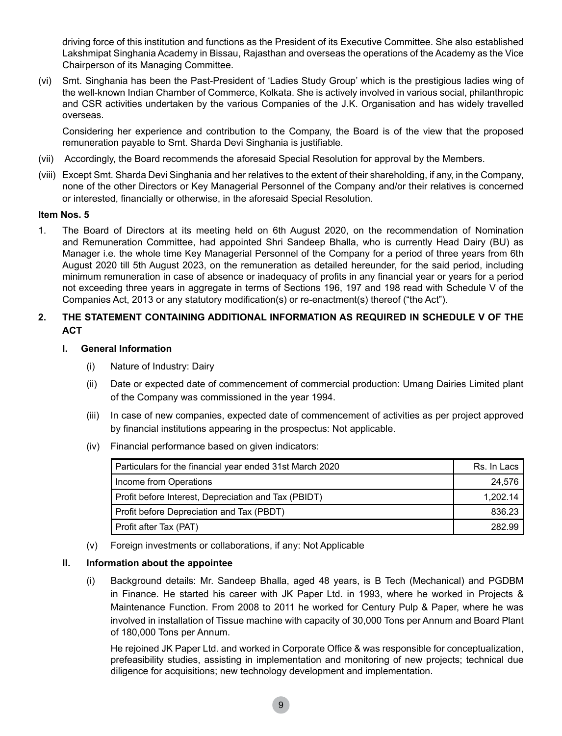driving force of this institution and functions as the President of its Executive Committee. She also established Lakshmipat Singhania Academy in Bissau, Rajasthan and overseas the operations of the Academy as the Vice Chairperson of its Managing Committee.

(vi) Smt. Singhania has been the Past-President of 'Ladies Study Group' which is the prestigious ladies wing of the well-known Indian Chamber of Commerce, Kolkata. She is actively involved in various social, philanthropic and CSR activities undertaken by the various Companies of the J.K. Organisation and has widely travelled overseas.

Considering her experience and contribution to the Company, the Board is of the view that the proposed remuneration payable to Smt. Sharda Devi Singhania is justifiable.

(vii) Accordingly, the Board recommends the aforesaid Special Resolution for approval by the Members.

(viii) Except Smt. Sharda Devi Singhania and her relatives to the extent of their shareholding, if any, in the Company, none of the other Directors or Key Managerial Personnel of the Company and/or their relatives is concerned or interested, financially or otherwise, in the aforesaid Special Resolution.

**Item Nos. 5**

1. The Board of Directors at its meeting held on 6th August 2020, on the recommendation of Nomination and Remuneration Committee, had appointed Shri Sandeep Bhalla, who is currently Head Dairy (BU) as Manager i.e. the whole time Key Managerial Personnel of the Company for a period of three years from 6th August 2020 till 5th August 2023, on the remuneration as detailed hereunder, for the said period, including minimum remuneration in case of absence or inadequacy of profits in any financial year or years for a period not exceeding three years in aggregate in terms of Sections 196, 197 and 198 read with Schedule V of the Companies Act, 2013 or any statutory modification(s) or re-enactment(s) thereof ("the Act").

**2. THE STATEMENT CONTAINING ADDITIONAL INFORMATION AS REQUIRED IN SCHEDULE V OF THE ACT**

**I. General Information**

(i) Nature of Industry: Dairy

(ii) Date or expected date of commencement of commercial production: Umang Dairies Limited plant of the Company was commissioned in the year 1994.

(iii) In case of new companies, expected date of commencement of activities as per project approved by financial institutions appearing in the prospectus: Not applicable.

(iv) Financial performance based on given indicators:

| Particulars for the financial year ended 31st March 2020 | Rs. In Lacs |
|---|---|
| Income from Operations | 24,576 |
| Profit before Interest, Depreciation and Tax (PBIDT) | 1,202.14 |
| Profit before Depreciation and Tax (PBDT) | 836.23 |
| Profit after Tax (PAT) | 282.99 |

(v) Foreign investments or collaborations, if any: Not Applicable

**II. Information about the appointee**

(i) Background details: Mr. Sandeep Bhalla, aged 48 years, is B Tech (Mechanical) and PGDBM in Finance. He started his career with JK Paper Ltd. in 1993, where he worked in Projects & Maintenance Function. From 2008 to 2011 he worked for Century Pulp & Paper, where he was involved in installation of Tissue machine with capacity of 30,000 Tons per Annum and Board Plant of 180,000 Tons per Annum.

He rejoined JK Paper Ltd. and worked in Corporate Office & was responsible for conceptualization, prefeasibility studies, assisting in implementation and monitoring of new projects; technical due diligence for acquisitions; new technology development and implementation.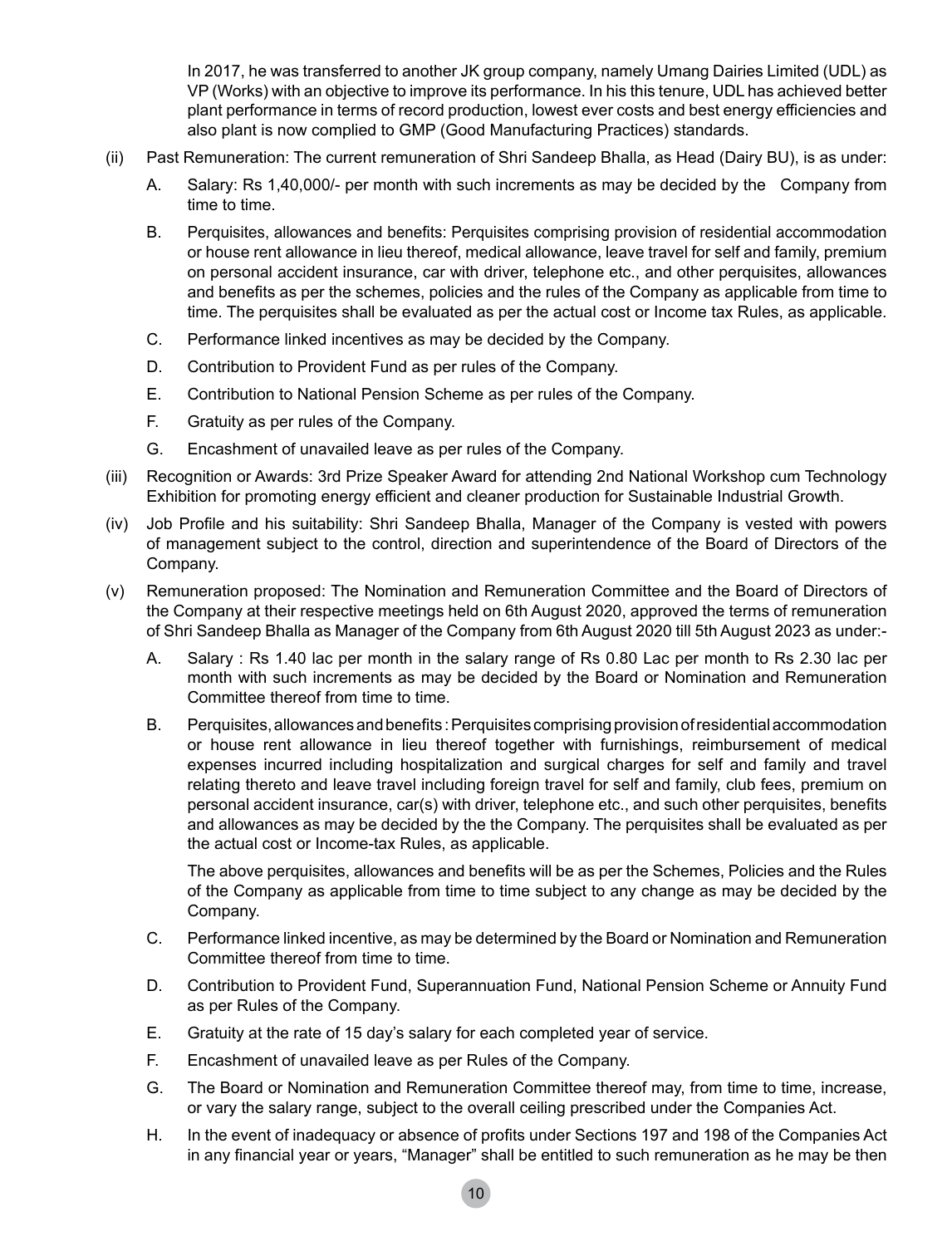In 2017, he was transferred to another JK group company, namely Umang Dairies Limited (UDL) as VP (Works) with an objective to improve its performance. In his this tenure, UDL has achieved better plant performance in terms of record production, lowest ever costs and best energy efficiencies and also plant is now complied to GMP (Good Manufacturing Practices) standards.

(ii) Past Remuneration: The current remuneration of Shri Sandeep Bhalla, as Head (Dairy BU), is as under:

A. Salary: Rs 1,40,000/- per month with such increments as may be decided by the Company from time to time.

B. Perquisites, allowances and benefits: Perquisites comprising provision of residential accommodation or house rent allowance in lieu thereof, medical allowance, leave travel for self and family, premium on personal accident insurance, car with driver, telephone etc., and other perquisites, allowances and benefits as per the schemes, policies and the rules of the Company as applicable from time to time. The perquisites shall be evaluated as per the actual cost or Income tax Rules, as applicable.

C. Performance linked incentives as may be decided by the Company.

D. Contribution to Provident Fund as per rules of the Company.

E. Contribution to National Pension Scheme as per rules of the Company.

F. Gratuity as per rules of the Company.

G. Encashment of unavailed leave as per rules of the Company.

(iii) Recognition or Awards: 3rd Prize Speaker Award for attending 2nd National Workshop cum Technology Exhibition for promoting energy efficient and cleaner production for Sustainable Industrial Growth.

(iv) Job Profile and his suitability: Shri Sandeep Bhalla, Manager of the Company is vested with powers of management subject to the control, direction and superintendence of the Board of Directors of the Company.

(v) Remuneration proposed: The Nomination and Remuneration Committee and the Board of Directors of the Company at their respective meetings held on 6th August 2020, approved the terms of remuneration of Shri Sandeep Bhalla as Manager of the Company from 6th August 2020 till 5th August 2023 as under:-

A. Salary : Rs 1.40 lac per month in the salary range of Rs 0.80 Lac per month to Rs 2.30 lac per month with such increments as may be decided by the Board or Nomination and Remuneration Committee thereof from time to time.

B. Perquisites, allowances and benefits : Perquisites comprising provision of residential accommodation or house rent allowance in lieu thereof together with furnishings, reimbursement of medical expenses incurred including hospitalization and surgical charges for self and family and travel relating thereto and leave travel including foreign travel for self and family, club fees, premium on personal accident insurance, car(s) with driver, telephone etc., and such other perquisites, benefits and allowances as may be decided by the the Company. The perquisites shall be evaluated as per the actual cost or Income-tax Rules, as applicable.

The above perquisites, allowances and benefits will be as per the Schemes, Policies and the Rules of the Company as applicable from time to time subject to any change as may be decided by the Company.

C. Performance linked incentive, as may be determined by the Board or Nomination and Remuneration Committee thereof from time to time.

D. Contribution to Provident Fund, Superannuation Fund, National Pension Scheme or Annuity Fund as per Rules of the Company.

E. Gratuity at the rate of 15 day's salary for each completed year of service.

F. Encashment of unavailed leave as per Rules of the Company.

G. The Board or Nomination and Remuneration Committee thereof may, from time to time, increase, or vary the salary range, subject to the overall ceiling prescribed under the Companies Act.

H. In the event of inadequacy or absence of profits under Sections 197 and 198 of the Companies Act in any financial year or years, "Manager" shall be entitled to such remuneration as he may be then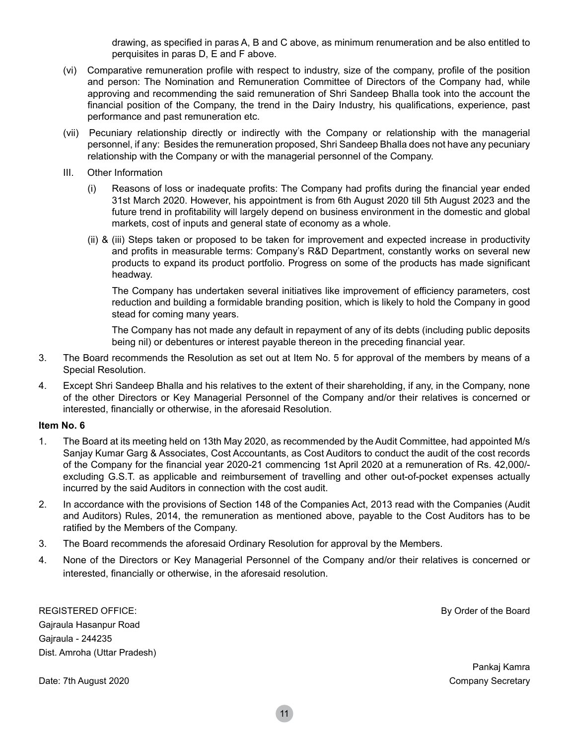drawing, as specified in paras A, B and C above, as minimum renumeration and be also entitled to perquisites in paras D, E and F above.

(vi) Comparative remuneration profile with respect to industry, size of the company, profile of the position and person: The Nomination and Remuneration Committee of Directors of the Company had, while approving and recommending the said remuneration of Shri Sandeep Bhalla took into the account the financial position of the Company, the trend in the Dairy Industry, his qualifications, experience, past performance and past remuneration etc.

(vii) Pecuniary relationship directly or indirectly with the Company or relationship with the managerial personnel, if any: Besides the remuneration proposed, Shri Sandeep Bhalla does not have any pecuniary relationship with the Company or with the managerial personnel of the Company.

III. Other Information

(i) Reasons of loss or inadequate profits: The Company had profits during the financial year ended 31st March 2020. However, his appointment is from 6th August 2020 till 5th August 2023 and the future trend in profitability will largely depend on business environment in the domestic and global markets, cost of inputs and general state of economy as a whole.

(ii) & (iii) Steps taken or proposed to be taken for improvement and expected increase in productivity and profits in measurable terms: Company's R&D Department, constantly works on several new products to expand its product portfolio. Progress on some of the products has made significant headway.

The Company has undertaken several initiatives like improvement of efficiency parameters, cost reduction and building a formidable branding position, which is likely to hold the Company in good stead for coming many years.

The Company has not made any default in repayment of any of its debts (including public deposits being nil) or debentures or interest payable thereon in the preceding financial year.

3. The Board recommends the Resolution as set out at Item No. 5 for approval of the members by means of a Special Resolution.

4. Except Shri Sandeep Bhalla and his relatives to the extent of their shareholding, if any, in the Company, none of the other Directors or Key Managerial Personnel of the Company and/or their relatives is concerned or interested, financially or otherwise, in the aforesaid Resolution.

**Item No. 6**

1. The Board at its meeting held on 13th May 2020, as recommended by the Audit Committee, had appointed M/s Sanjay Kumar Garg & Associates, Cost Accountants, as Cost Auditors to conduct the audit of the cost records of the Company for the financial year 2020-21 commencing 1st April 2020 at a remuneration of Rs. 42,000/- excluding G.S.T. as applicable and reimbursement of travelling and other out-of-pocket expenses actually incurred by the said Auditors in connection with the cost audit.

2. In accordance with the provisions of Section 148 of the Companies Act, 2013 read with the Companies (Audit and Auditors) Rules, 2014, the remuneration as mentioned above, payable to the Cost Auditors has to be ratified by the Members of the Company.

3. The Board recommends the aforesaid Ordinary Resolution for approval by the Members.

4. None of the Directors or Key Managerial Personnel of the Company and/or their relatives is concerned or interested, financially or otherwise, in the aforesaid resolution.

REGISTERED OFFICE:
Gajraula Hasanpur Road
Gajraula - 244235
Dist. Amroha (Uttar Pradesh)

By Order of the Board

Pankaj Kamra
Company Secretary

Date: 7th August 2020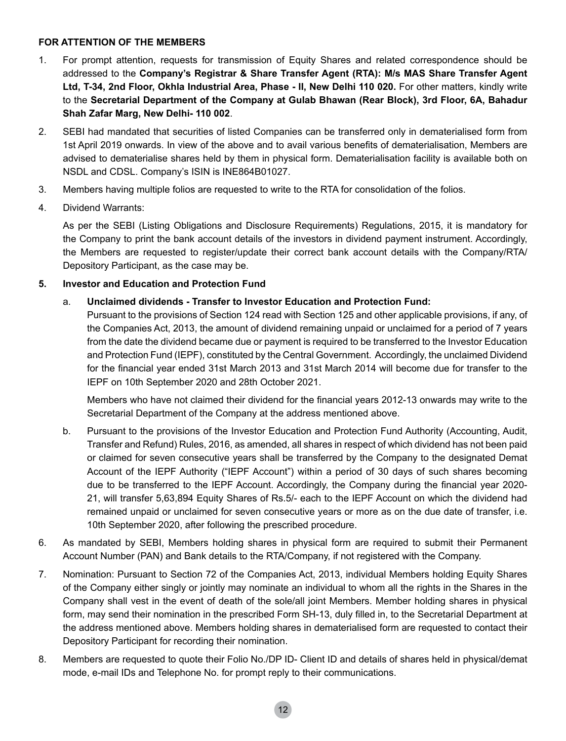**FOR ATTENTION OF THE MEMBERS**

1. For prompt attention, requests for transmission of Equity Shares and related correspondence should be addressed to the **Company's Registrar & Share Transfer Agent (RTA): M/s MAS Share Transfer Agent Ltd, T-34, 2nd Floor, Okhla Industrial Area, Phase - II, New Delhi 110 020.** For other matters, kindly write to the **Secretarial Department of the Company at Gulab Bhawan (Rear Block), 3rd Floor, 6A, Bahadur Shah Zafar Marg, New Delhi- 110 002**.

2. SEBI had mandated that securities of listed Companies can be transferred only in dematerialised form from 1st April 2019 onwards. In view of the above and to avail various benefits of dematerialisation, Members are advised to dematerialise shares held by them in physical form. Dematerialisation facility is available both on NSDL and CDSL. Company's ISIN is INE864B01027.

3. Members having multiple folios are requested to write to the RTA for consolidation of the folios.

4. Dividend Warrants:

   As per the SEBI (Listing Obligations and Disclosure Requirements) Regulations, 2015, it is mandatory for the Company to print the bank account details of the investors in dividend payment instrument. Accordingly, the Members are requested to register/update their correct bank account details with the Company/RTA/ Depository Participant, as the case may be.

5. **Investor and Education and Protection Fund**

   a. **Unclaimed dividends - Transfer to Investor Education and Protection Fund:**
      Pursuant to the provisions of Section 124 read with Section 125 and other applicable provisions, if any, of the Companies Act, 2013, the amount of dividend remaining unpaid or unclaimed for a period of 7 years from the date the dividend became due or payment is required to be transferred to the Investor Education and Protection Fund (IEPF), constituted by the Central Government. Accordingly, the unclaimed Dividend for the financial year ended 31st March 2013 and 31st March 2014 will become due for transfer to the IEPF on 10th September 2020 and 28th October 2021.

      Members who have not claimed their dividend for the financial years 2012-13 onwards may write to the Secretarial Department of the Company at the address mentioned above.

   b. Pursuant to the provisions of the Investor Education and Protection Fund Authority (Accounting, Audit, Transfer and Refund) Rules, 2016, as amended, all shares in respect of which dividend has not been paid or claimed for seven consecutive years shall be transferred by the Company to the designated Demat Account of the IEPF Authority ("IEPF Account") within a period of 30 days of such shares becoming due to be transferred to the IEPF Account. Accordingly, the Company during the financial year 2020-21, will transfer 5,63,894 Equity Shares of Rs.5/- each to the IEPF Account on which the dividend had remained unpaid or unclaimed for seven consecutive years or more as on the due date of transfer, i.e. 10th September 2020, after following the prescribed procedure.

6. As mandated by SEBI, Members holding shares in physical form are required to submit their Permanent Account Number (PAN) and Bank details to the RTA/Company, if not registered with the Company.

7. Nomination: Pursuant to Section 72 of the Companies Act, 2013, individual Members holding Equity Shares of the Company either singly or jointly may nominate an individual to whom all the rights in the Shares in the Company shall vest in the event of death of the sole/all joint Members. Member holding shares in physical form, may send their nomination in the prescribed Form SH-13, duly filled in, to the Secretarial Department at the address mentioned above. Members holding shares in dematerialised form are requested to contact their Depository Participant for recording their nomination.

8. Members are requested to quote their Folio No./DP ID- Client ID and details of shares held in physical/demat mode, e-mail IDs and Telephone No. for prompt reply to their communications.